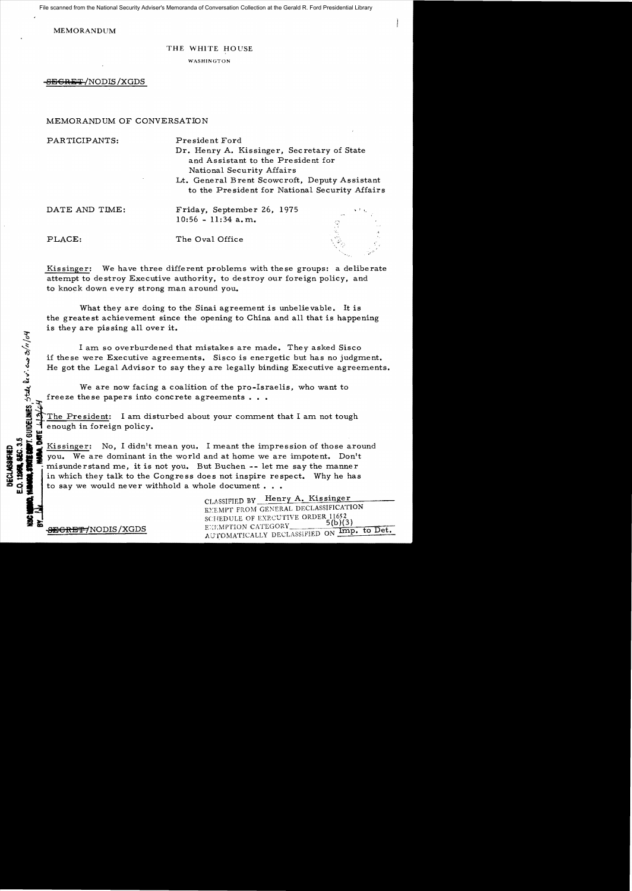File scanned from the National Security Adviser's Memoranda of Conversation Collection at the Gerald R. Ford Presidential Library

MEMORANDUM

THE WHITE HOUSE

WASHINGTON

~~SECRET~~/NODIS/XGDS

MEMORANDUM OF CONVERSATION

PARTICIPANTS: President Ford
Dr. Henry A. Kissinger, Secretary of State and Assistant to the President for National Security Affairs
Lt. General Brent Scowcroft, Deputy Assistant to the President for National Security Affairs

DATE AND TIME: Friday, September 26, 1975
10:56 - 11:34 a.m.

PLACE: The Oval Office

Kissinger: We have three different problems with these groups: a deliberate attempt to destroy Executive authority, to destroy our foreign policy, and to knock down every strong man around you.

What they are doing to the Sinai agreement is unbelievable. It is the greatest achievement since the opening to China and all that is happening is they are pissing all over it.

I am so overburdened that mistakes are made. They asked Sisco if these were Executive agreements. Sisco is energetic but has no judgment. He got the Legal Advisor to say they are legally binding Executive agreements.

We are now facing a coalition of the pro-Israelis, who want to freeze these papers into concrete agreements . . .

The President: I am disturbed about your comment that I am not tough enough in foreign policy.

Kissinger: No, I didn't mean you. I meant the impression of those around you. We are dominant in the world and at home we are impotent. Don't misunderstand me, it is not you. But Buchen -- let me say the manner in which they talk to the Congress does not inspire respect. Why he has to say we would never withhold a whole document . . .

DECLASSIFIED
E.O. 12958, SEC. 3.5
NSC MEMO, 11/24/98, STATE DEPT. GUIDELINES, State Dept. review 3/11/04
BY [illegible], NARA, DATE [illegible]

CLASSIFIED BY Henry A. Kissinger
EXEMPT FROM GENERAL DECLASSIFICATION SCHEDULE OF EXECUTIVE ORDER 11652
EXEMPTION CATEGORY 5(b)(3)
AUTOMATICALLY DECLASSIFIED ON Imp. to Det.

~~SECRET~~/NODIS/XGDS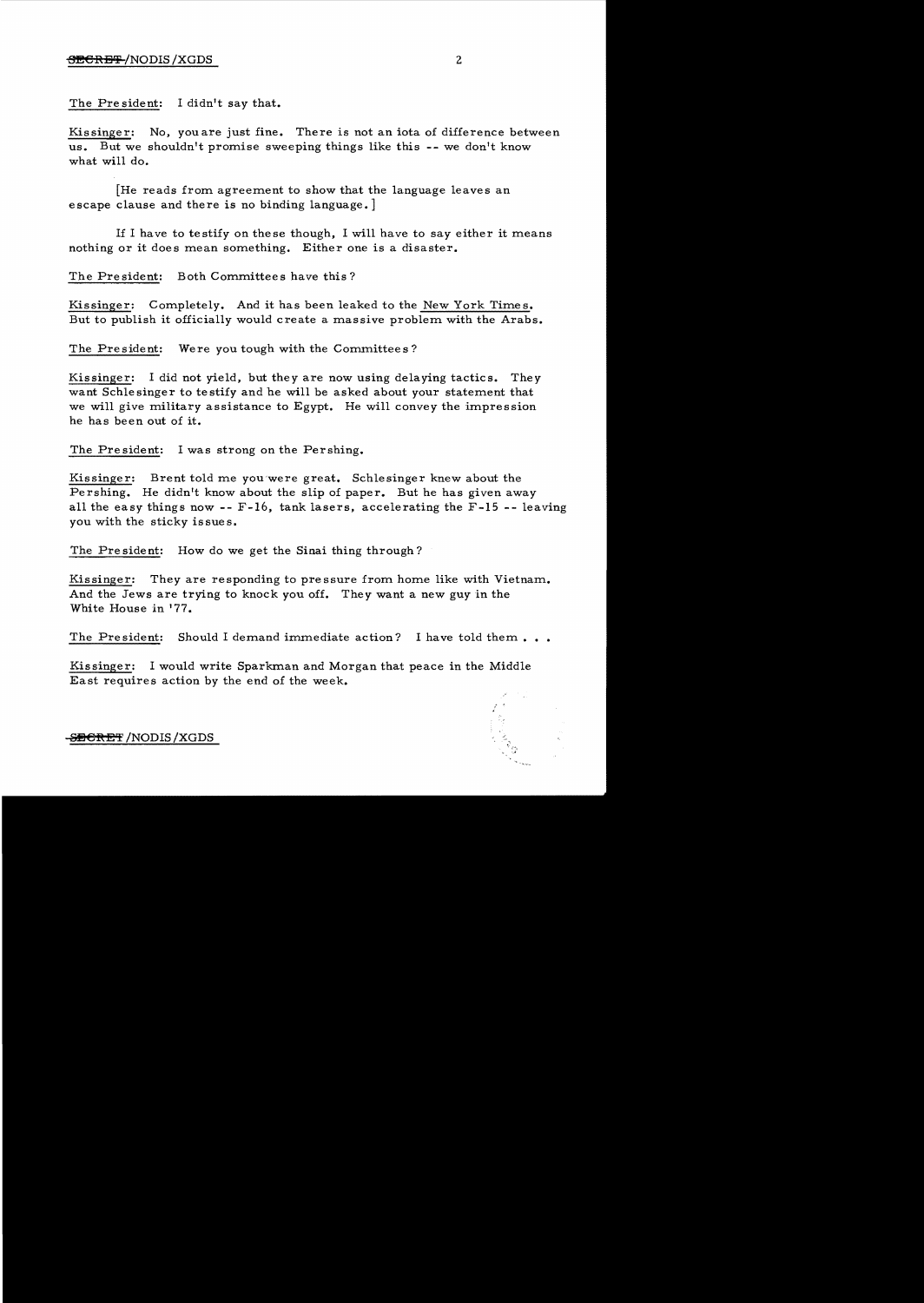The President: I didn't say that.

Kissinger: No, you are just fine. There is not an iota of difference between us. But we shouldn't promise sweeping things like this -- we don't know what will do.

[He reads from agreement to show that the language leaves an escape clause and there is no binding language.]

If I have to testify on these though, I will have to say either it means nothing or it does mean something. Either one is a disaster.

The President: Both Committees have this?

Kissinger: Completely. And it has been leaked to the New York Times. But to publish it officially would create a massive problem with the Arabs.

The President: Were you tough with the Committees?

Kissinger: I did not yield, but they are now using delaying tactics. They want Schlesinger to testify and he will be asked about your statement that we will give military assistance to Egypt. He will convey the impression he has been out of it.

The President: I was strong on the Pershing.

Kissinger: Brent told me you were great. Schlesinger knew about the Pershing. He didn't know about the slip of paper. But he has given away all the easy things now -- F-16, tank lasers, accelerating the F-15 -- leaving you with the sticky issues.

The President: How do we get the Sinai thing through?

Kissinger: They are responding to pressure from home like with Vietnam. And the Jews are trying to knock you off. They want a new guy in the White House in '77.

The President: Should I demand immediate action? I have told them . . .

Kissinger: I would write Sparkman and Morgan that peace in the Middle East requires action by the end of the week.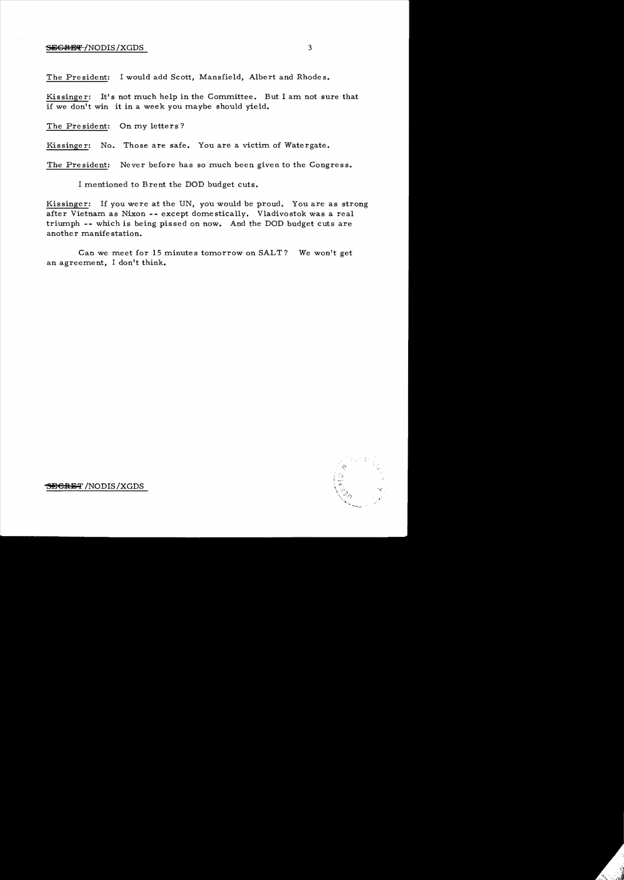The President: I would add Scott, Mansfield, Albert and Rhodes.

Kissinger: It's not much help in the Committee. But I am not sure that if we don't win it in a week you maybe should yield.

The President: On my letters?

Kissinger: No. Those are safe. You are a victim of Watergate.

The President: Never before has so much been given to the Congress.

I mentioned to Brent the DOD budget cuts.

Kissinger: If you were at the UN, you would be proud. You are as strong after Vietnam as Nixon -- except domestically. Vladivostok was a real triumph -- which is being pissed on now. And the DOD budget cuts are another manifestation.

Can we meet for 15 minutes tomorrow on SALT? We won't get an agreement, I don't think.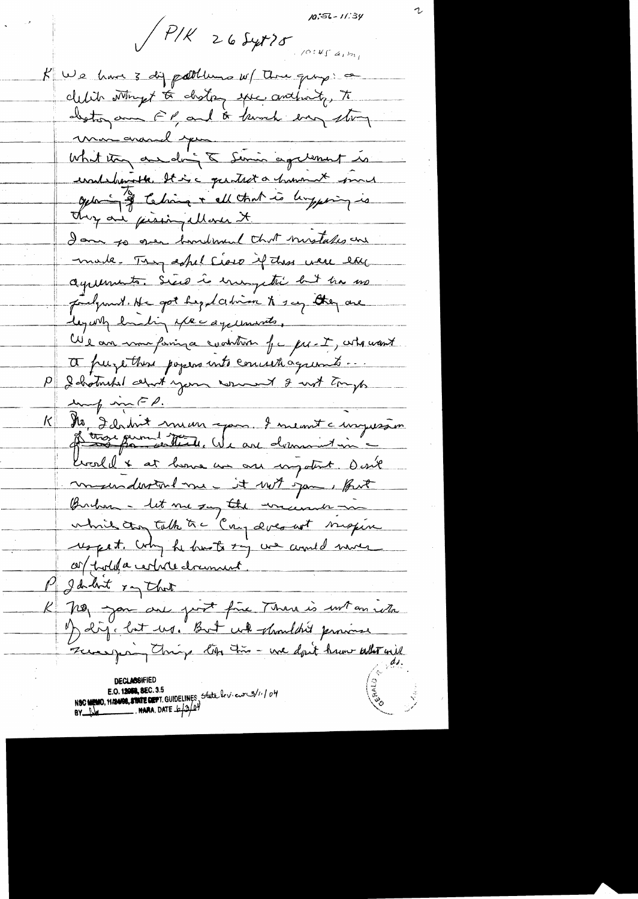10:52 – 11:34

/ P/K 26 Sept 75

10:45 am

K We have 3 big problems w/ the group: a deliberate attempt to destroy exec. authority, to destroy our FP, and to hunch every story man around gun.

What they are doing to Sinai agreement is unbelievable. It is a greatest achievement since opening of China + all that is happening is they are pissing all over it.

I am so over burdened that mistakes are made. They asked Cisco if there were other agreements. Sisco is energetic but has no judgment. He got legal advice to say they are legally binding exec agreements.

We are now facing a coalition for pre-I, who want to freeze these papers into concrete agreements . . .

P I disturbed about your comment I not tough enough in FP.

K No, I didn't mean you. I meant the impression of those around [?]. We are dominant in the world + at home we are impotent. Don't misunderstand me – it not you. But Buchen – let me say the manner in which they talk to Cong. does not inspire respect. Why he has to say we would never cooperate w/ hold a whole document.

P I didn't say that

K No, you are just fine. There is not an iota of diff. but us. But we shouldn't promise sweeping things like this – we don't know what will do.

DECLASSIFIED
E.O. 12958, SEC. 3.5
NSC MEMO, 11/24/98, STATE DEPT. GUIDELINES, State Rev. 3/11/04
BY ___ NARA, DATE 6/3/04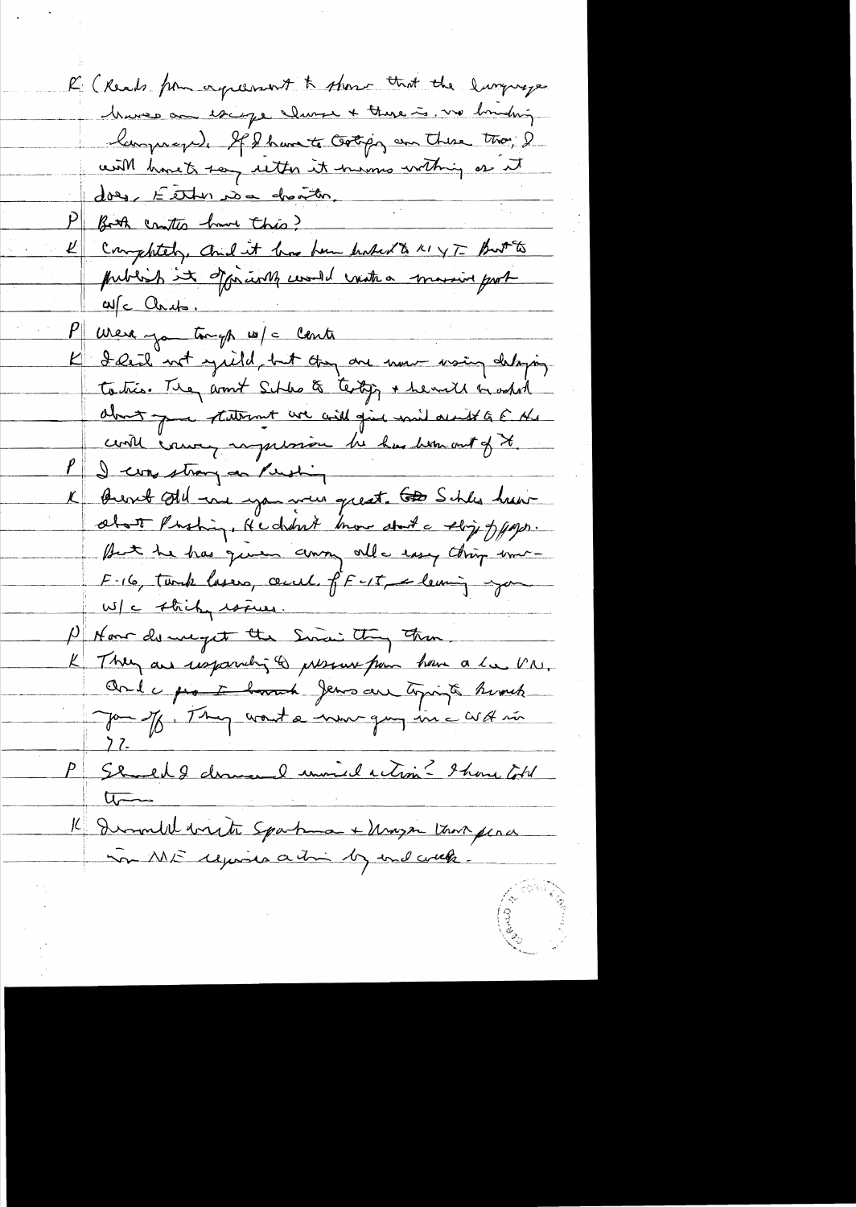K (Reads from agreement to show that the language has an escape clause + there is no binding language). If I have to testify on these two, I will have to say either it means nothing or it does. Either is a disaster.

P Both contain these?

K Completely. And it has been leaked to NYT. But to publish it officially would create a massive prob w/c Arabs.

P Were you tough w/c Carter

K I did not yield, but they are now using delaying tactics. They want Schles to testify + he will be asked about your statement we will give mil assist to E. He will convey impression he has been out of it.

P I was strong on Pershing

K Brent told me you were great. Schles knew about Pershing. He didn't know about c ship offer. But he has given away all c easy things — F-16, tank lasers,ce.... f F-15, — leaving you w/c sticky issues.

P How do we get the Senate thing thru.

K They are responding to pressure from here a la VN. And c pro-I lobby. Jews are trying to knock you off. They want a more guy in c WH in 77.

P Should I demand imm action? I have told them

K I would write Sparkman + Mansfield that peace in ME requires action by end week.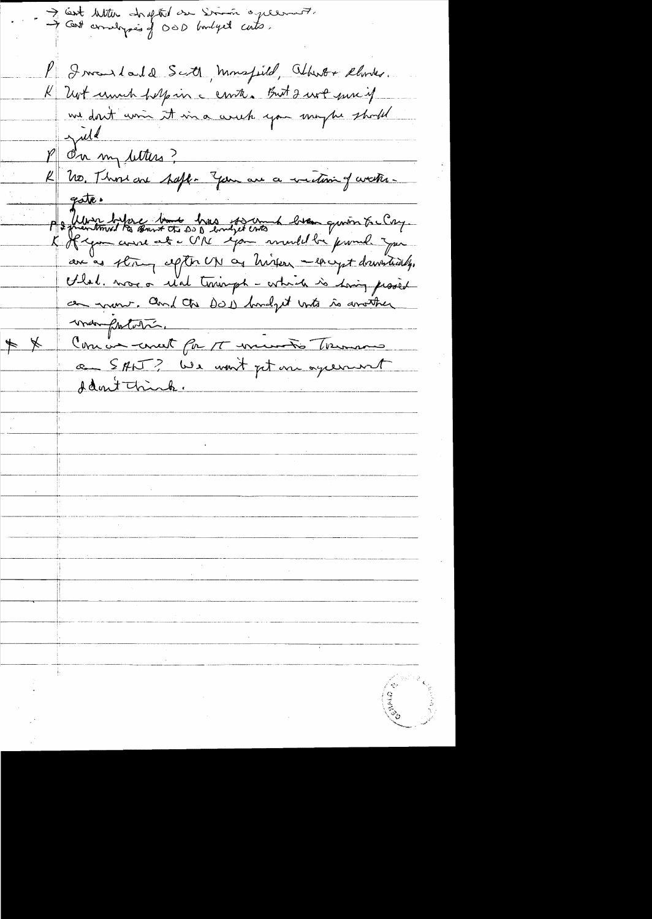→ Get letter drafted on Simon agreement.
→ Get analysis of DOD budget cuts.

P I mentioned Scott, Mansfield, Albert + Rhodes.

K Not much help in c[ommi]tt[ee]. But I not sure if we don't win it in a week you maybe should yield

P On my letters?

K No. Those are safe. You are a victim of Watergate.

P I mentioned to Albert the DOD budget cuts / Never before has so much been given to Cong.

K If you were at a UN you would be proud. You are as strong after UN as Nixon — except domestically. Vlad. was a real triumph — which is being proved an more. And the DOD budget cuts is another manifestation.

* X Can we ... for 17 months Trimmed an SALT? We won't get an agreement I don't think.